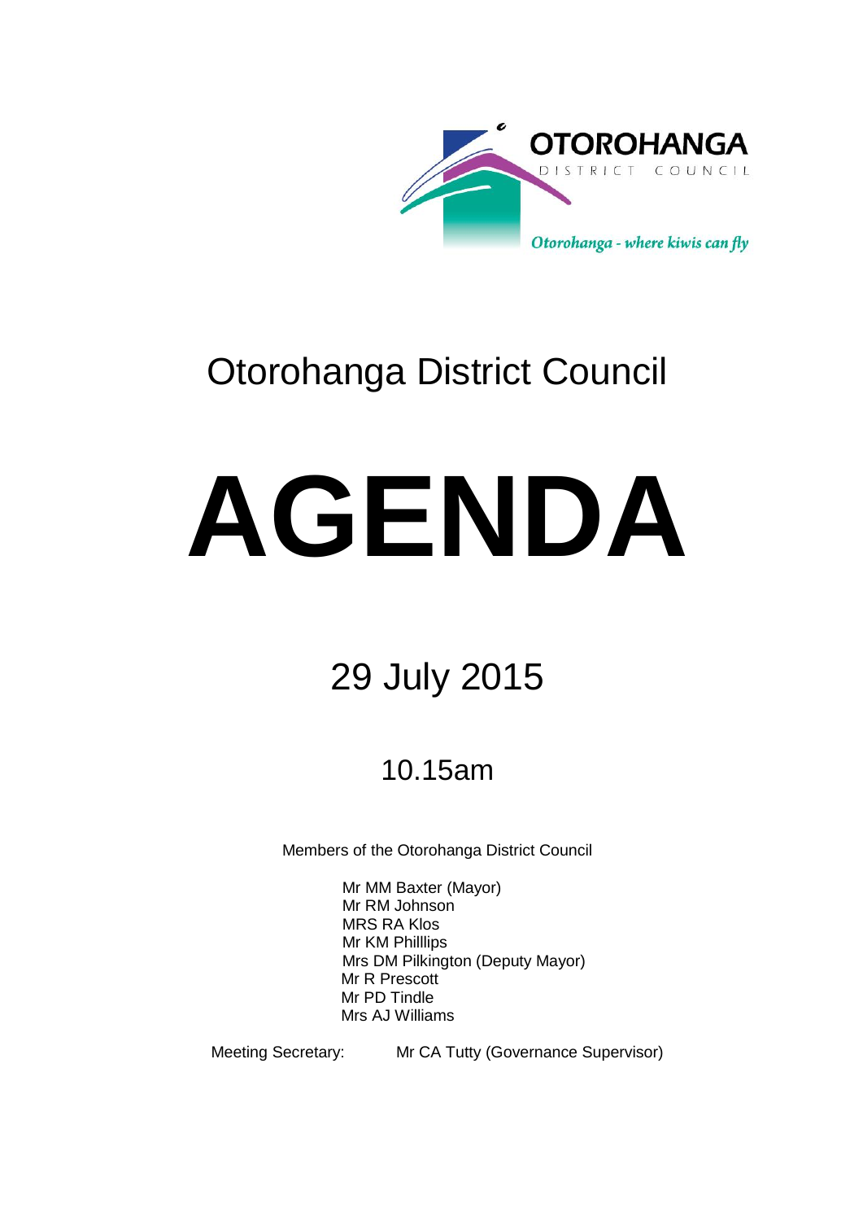OTOROHANGA
DISTRICT COUNCIL

*Otorohanga - where kiwis can fly*

# Otorohanga District Council

# AGENDA

## 29 July 2015

### 10.15am

Members of the Otorohanga District Council

Mr MM Baxter (Mayor)
Mr RM Johnson
MRS RA Klos
Mr KM Philllips
Mrs DM Pilkington (Deputy Mayor)
Mr R Prescott
Mr PD Tindle
Mrs AJ Williams

Meeting Secretary: Mr CA Tutty (Governance Supervisor)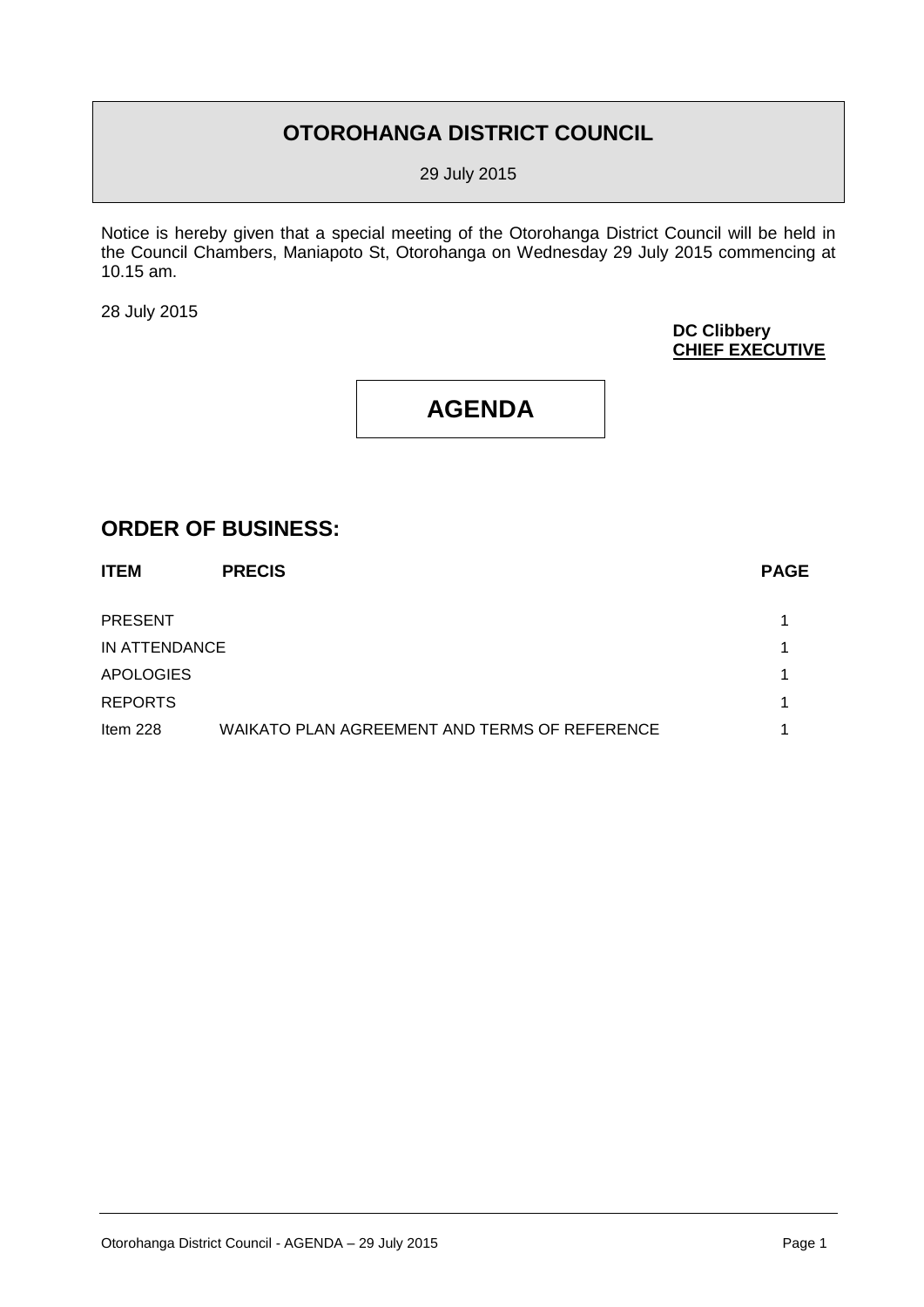# OTOROHANGA DISTRICT COUNCIL

29 July 2015

Notice is hereby given that a special meeting of the Otorohanga District Council will be held in the Council Chambers, Maniapoto St, Otorohanga on Wednesday 29 July 2015 commencing at 10.15 am.

28 July 2015

**DC Clibbery**
**CHIEF EXECUTIVE**

# AGENDA

## ORDER OF BUSINESS:

| ITEM | PRECIS | PAGE |
|---|---|---|
| PRESENT | | 1 |
| IN ATTENDANCE | | 1 |
| APOLOGIES | | 1 |
| REPORTS | | 1 |
| Item 228 | WAIKATO PLAN AGREEMENT AND TERMS OF REFERENCE | 1 |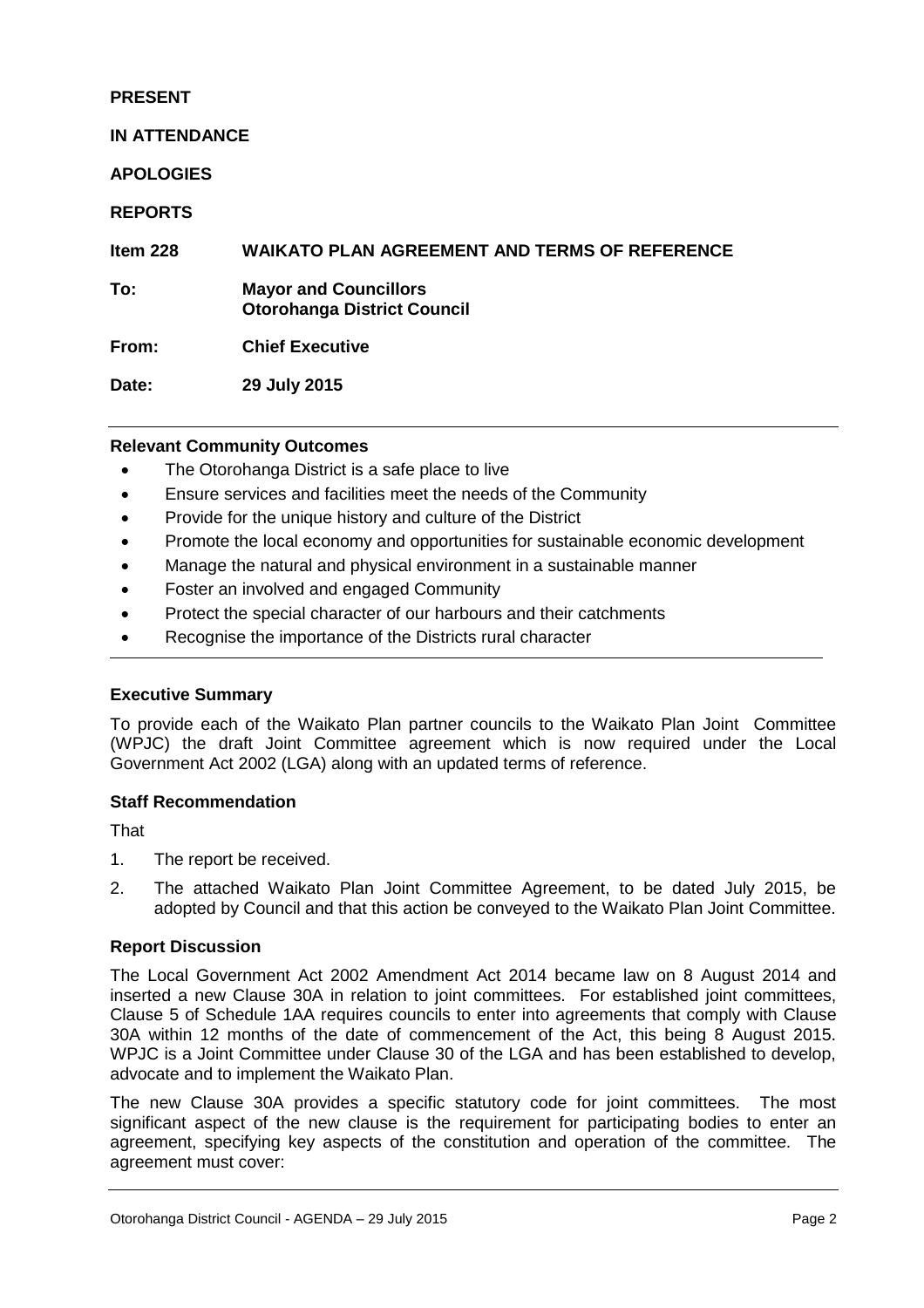**PRESENT**

**IN ATTENDANCE**

**APOLOGIES**

**REPORTS**

| | |
|---|---|
| **Item 228** | **WAIKATO PLAN AGREEMENT AND TERMS OF REFERENCE** |
| **To:** | **Mayor and Councillors**<br>**Otorohanga District Council** |
| **From:** | **Chief Executive** |
| **Date:** | **29 July 2015** |

---

**Relevant Community Outcomes**

- The Otorohanga District is a safe place to live
- Ensure services and facilities meet the needs of the Community
- Provide for the unique history and culture of the District
- Promote the local economy and opportunities for sustainable economic development
- Manage the natural and physical environment in a sustainable manner
- Foster an involved and engaged Community
- Protect the special character of our harbours and their catchments
- Recognise the importance of the Districts rural character

---

**Executive Summary**

To provide each of the Waikato Plan partner councils to the Waikato Plan Joint Committee (WPJC) the draft Joint Committee agreement which is now required under the Local Government Act 2002 (LGA) along with an updated terms of reference.

**Staff Recommendation**

That

1. The report be received.
2. The attached Waikato Plan Joint Committee Agreement, to be dated July 2015, be adopted by Council and that this action be conveyed to the Waikato Plan Joint Committee.

**Report Discussion**

The Local Government Act 2002 Amendment Act 2014 became law on 8 August 2014 and inserted a new Clause 30A in relation to joint committees. For established joint committees, Clause 5 of Schedule 1AA requires councils to enter into agreements that comply with Clause 30A within 12 months of the date of commencement of the Act, this being 8 August 2015. WPJC is a Joint Committee under Clause 30 of the LGA and has been established to develop, advocate and to implement the Waikato Plan.

The new Clause 30A provides a specific statutory code for joint committees. The most significant aspect of the new clause is the requirement for participating bodies to enter an agreement, specifying key aspects of the constitution and operation of the committee. The agreement must cover: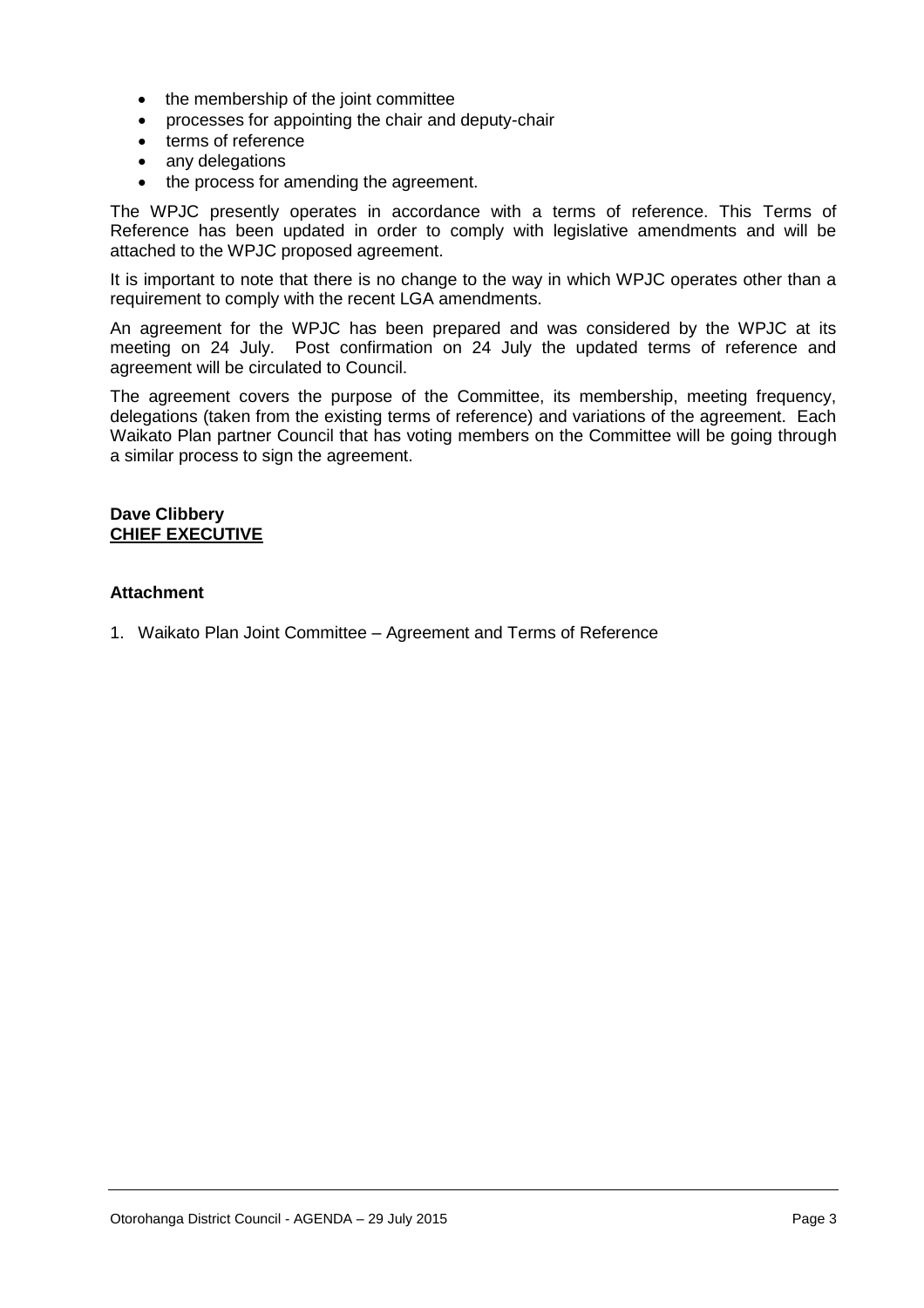- the membership of the joint committee
- processes for appointing the chair and deputy-chair
- terms of reference
- any delegations
- the process for amending the agreement.

The WPJC presently operates in accordance with a terms of reference. This Terms of Reference has been updated in order to comply with legislative amendments and will be attached to the WPJC proposed agreement.

It is important to note that there is no change to the way in which WPJC operates other than a requirement to comply with the recent LGA amendments.

An agreement for the WPJC has been prepared and was considered by the WPJC at its meeting on 24 July. Post confirmation on 24 July the updated terms of reference and agreement will be circulated to Council.

The agreement covers the purpose of the Committee, its membership, meeting frequency, delegations (taken from the existing terms of reference) and variations of the agreement. Each Waikato Plan partner Council that has voting members on the Committee will be going through a similar process to sign the agreement.

**Dave Clibbery**
**CHIEF EXECUTIVE**

**Attachment**

1. Waikato Plan Joint Committee – Agreement and Terms of Reference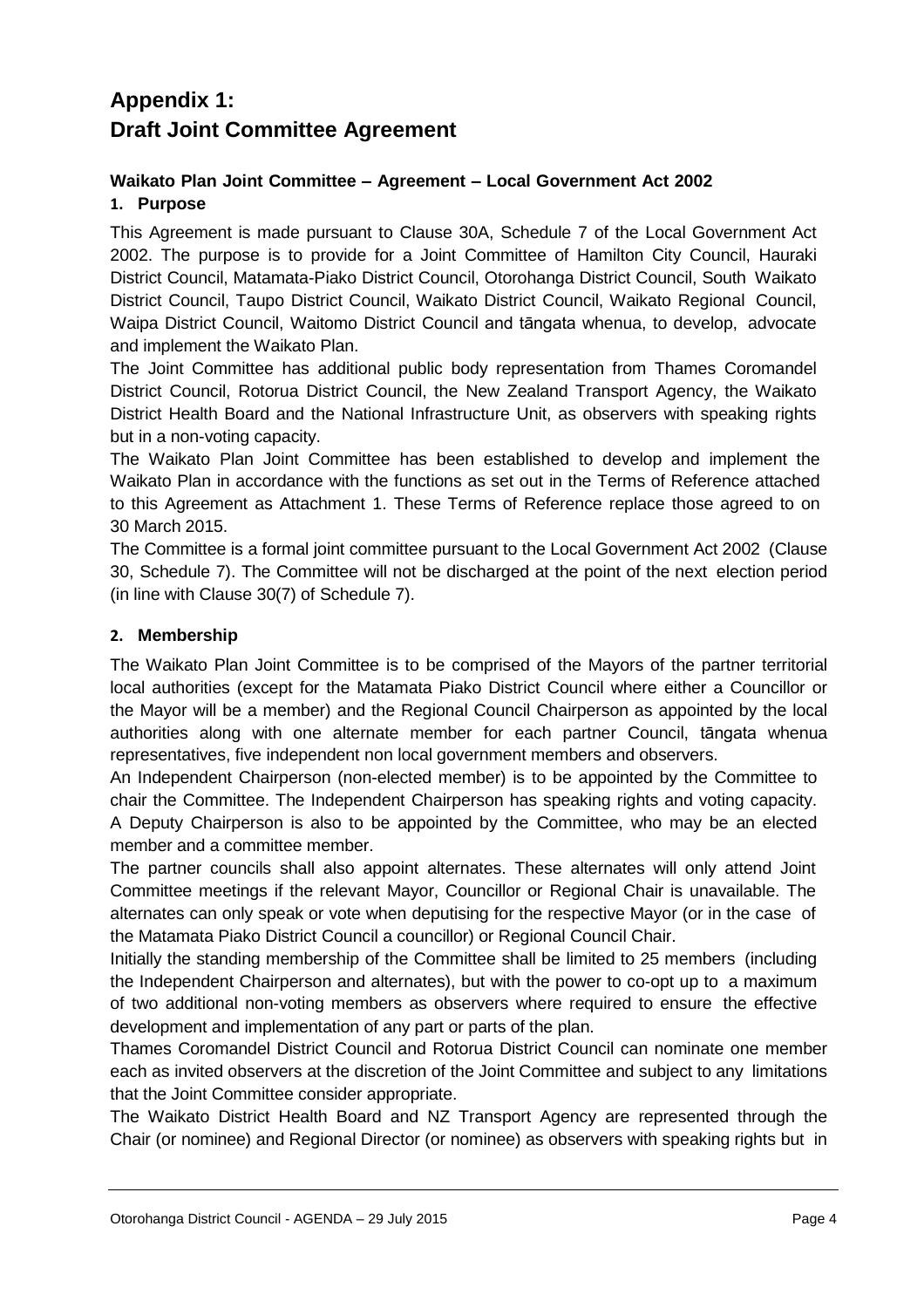# Appendix 1:
# Draft Joint Committee Agreement

### Waikato Plan Joint Committee – Agreement – Local Government Act 2002

#### 1. Purpose

This Agreement is made pursuant to Clause 30A, Schedule 7 of the Local Government Act 2002. The purpose is to provide for a Joint Committee of Hamilton City Council, Hauraki District Council, Matamata-Piako District Council, Otorohanga District Council, South Waikato District Council, Taupo District Council, Waikato District Council, Waikato Regional Council, Waipa District Council, Waitomo District Council and tāngata whenua, to develop, advocate and implement the Waikato Plan.

The Joint Committee has additional public body representation from Thames Coromandel District Council, Rotorua District Council, the New Zealand Transport Agency, the Waikato District Health Board and the National Infrastructure Unit, as observers with speaking rights but in a non-voting capacity.

The Waikato Plan Joint Committee has been established to develop and implement the Waikato Plan in accordance with the functions as set out in the Terms of Reference attached to this Agreement as Attachment 1. These Terms of Reference replace those agreed to on 30 March 2015.

The Committee is a formal joint committee pursuant to the Local Government Act 2002 (Clause 30, Schedule 7). The Committee will not be discharged at the point of the next election period (in line with Clause 30(7) of Schedule 7).

#### 2. Membership

The Waikato Plan Joint Committee is to be comprised of the Mayors of the partner territorial local authorities (except for the Matamata Piako District Council where either a Councillor or the Mayor will be a member) and the Regional Council Chairperson as appointed by the local authorities along with one alternate member for each partner Council, tāngata whenua representatives, five independent non local government members and observers.

An Independent Chairperson (non-elected member) is to be appointed by the Committee to chair the Committee. The Independent Chairperson has speaking rights and voting capacity. A Deputy Chairperson is also to be appointed by the Committee, who may be an elected member and a committee member.

The partner councils shall also appoint alternates. These alternates will only attend Joint Committee meetings if the relevant Mayor, Councillor or Regional Chair is unavailable. The alternates can only speak or vote when deputising for the respective Mayor (or in the case of the Matamata Piako District Council a councillor) or Regional Council Chair.

Initially the standing membership of the Committee shall be limited to 25 members (including the Independent Chairperson and alternates), but with the power to co-opt up to a maximum of two additional non-voting members as observers where required to ensure the effective development and implementation of any part or parts of the plan.

Thames Coromandel District Council and Rotorua District Council can nominate one member each as invited observers at the discretion of the Joint Committee and subject to any limitations that the Joint Committee consider appropriate.

The Waikato District Health Board and NZ Transport Agency are represented through the Chair (or nominee) and Regional Director (or nominee) as observers with speaking rights but in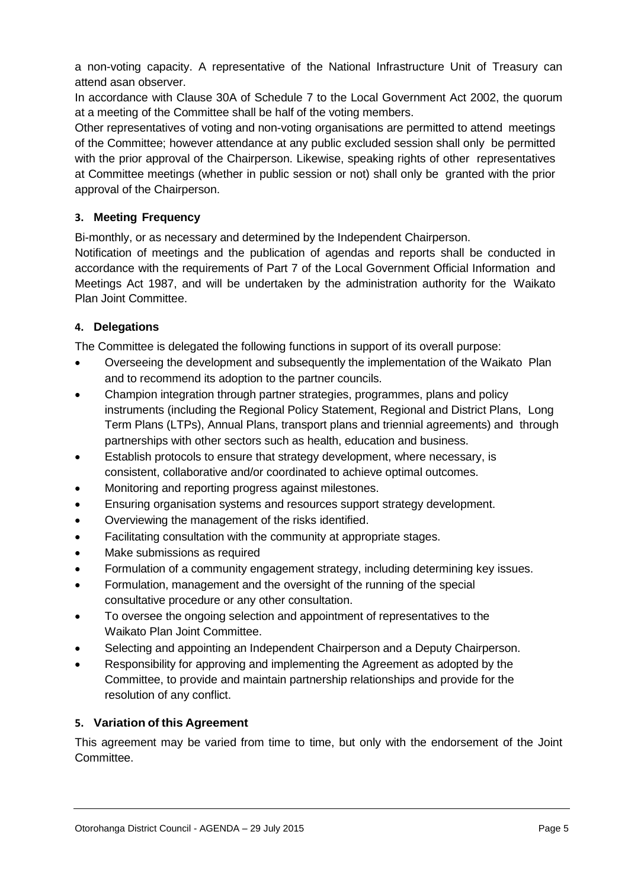a non-voting capacity. A representative of the National Infrastructure Unit of Treasury can attend asan observer.

In accordance with Clause 30A of Schedule 7 to the Local Government Act 2002, the quorum at a meeting of the Committee shall be half of the voting members.

Other representatives of voting and non-voting organisations are permitted to attend meetings of the Committee; however attendance at any public excluded session shall only be permitted with the prior approval of the Chairperson. Likewise, speaking rights of other representatives at Committee meetings (whether in public session or not) shall only be granted with the prior approval of the Chairperson.

### 3. Meeting Frequency

Bi-monthly, or as necessary and determined by the Independent Chairperson.

Notification of meetings and the publication of agendas and reports shall be conducted in accordance with the requirements of Part 7 of the Local Government Official Information and Meetings Act 1987, and will be undertaken by the administration authority for the Waikato Plan Joint Committee.

### 4. Delegations

The Committee is delegated the following functions in support of its overall purpose:

- Overseeing the development and subsequently the implementation of the Waikato Plan and to recommend its adoption to the partner councils.
- Champion integration through partner strategies, programmes, plans and policy instruments (including the Regional Policy Statement, Regional and District Plans, Long Term Plans (LTPs), Annual Plans, transport plans and triennial agreements) and through partnerships with other sectors such as health, education and business.
- Establish protocols to ensure that strategy development, where necessary, is consistent, collaborative and/or coordinated to achieve optimal outcomes.
- Monitoring and reporting progress against milestones.
- Ensuring organisation systems and resources support strategy development.
- Overviewing the management of the risks identified.
- Facilitating consultation with the community at appropriate stages.
- Make submissions as required
- Formulation of a community engagement strategy, including determining key issues.
- Formulation, management and the oversight of the running of the special consultative procedure or any other consultation.
- To oversee the ongoing selection and appointment of representatives to the Waikato Plan Joint Committee.
- Selecting and appointing an Independent Chairperson and a Deputy Chairperson.
- Responsibility for approving and implementing the Agreement as adopted by the Committee, to provide and maintain partnership relationships and provide for the resolution of any conflict.

### 5. Variation of this Agreement

This agreement may be varied from time to time, but only with the endorsement of the Joint Committee.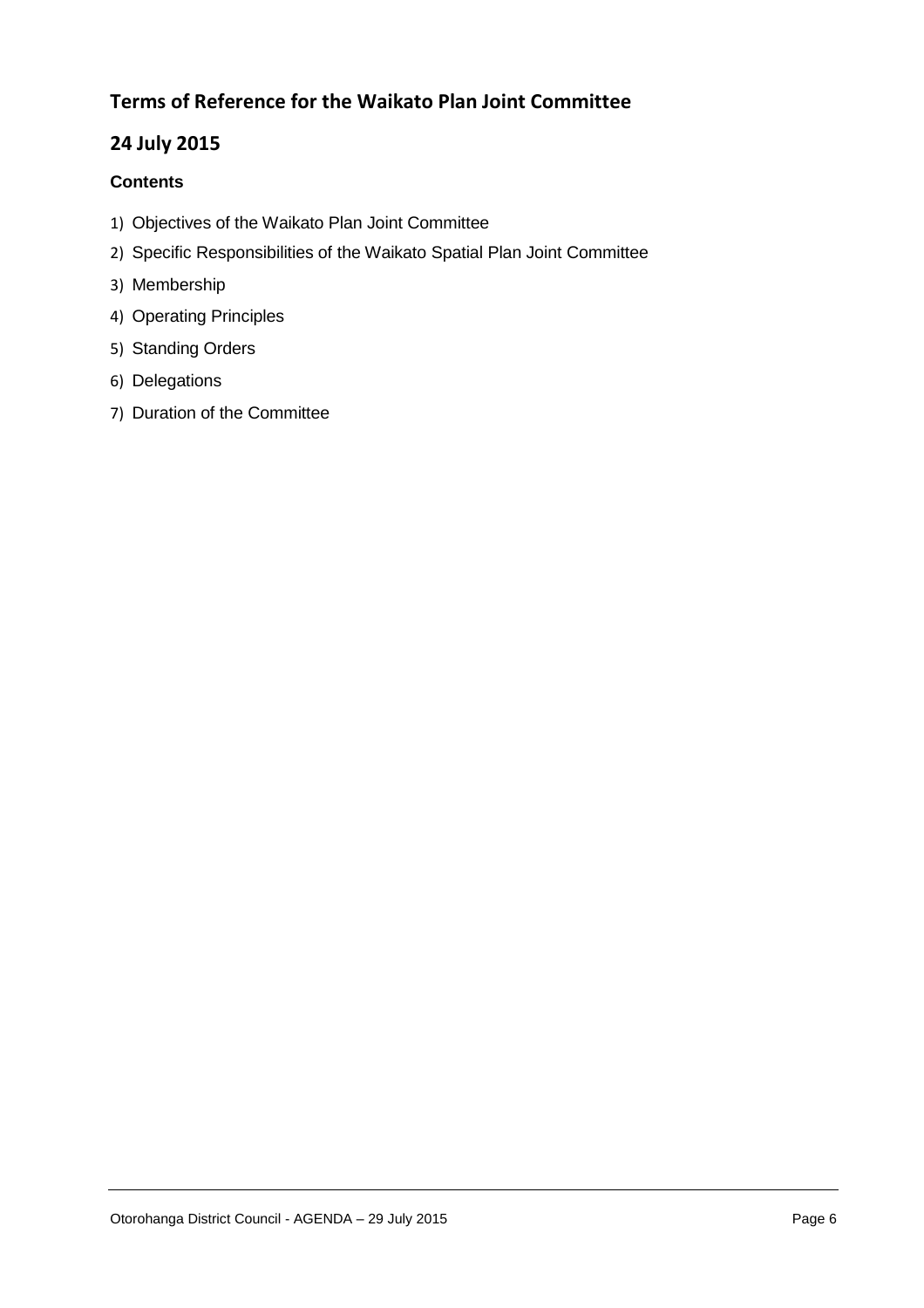## Terms of Reference for the Waikato Plan Joint Committee

## 24 July 2015

### Contents

1) Objectives of the Waikato Plan Joint Committee
2) Specific Responsibilities of the Waikato Spatial Plan Joint Committee
3) Membership
4) Operating Principles
5) Standing Orders
6) Delegations
7) Duration of the Committee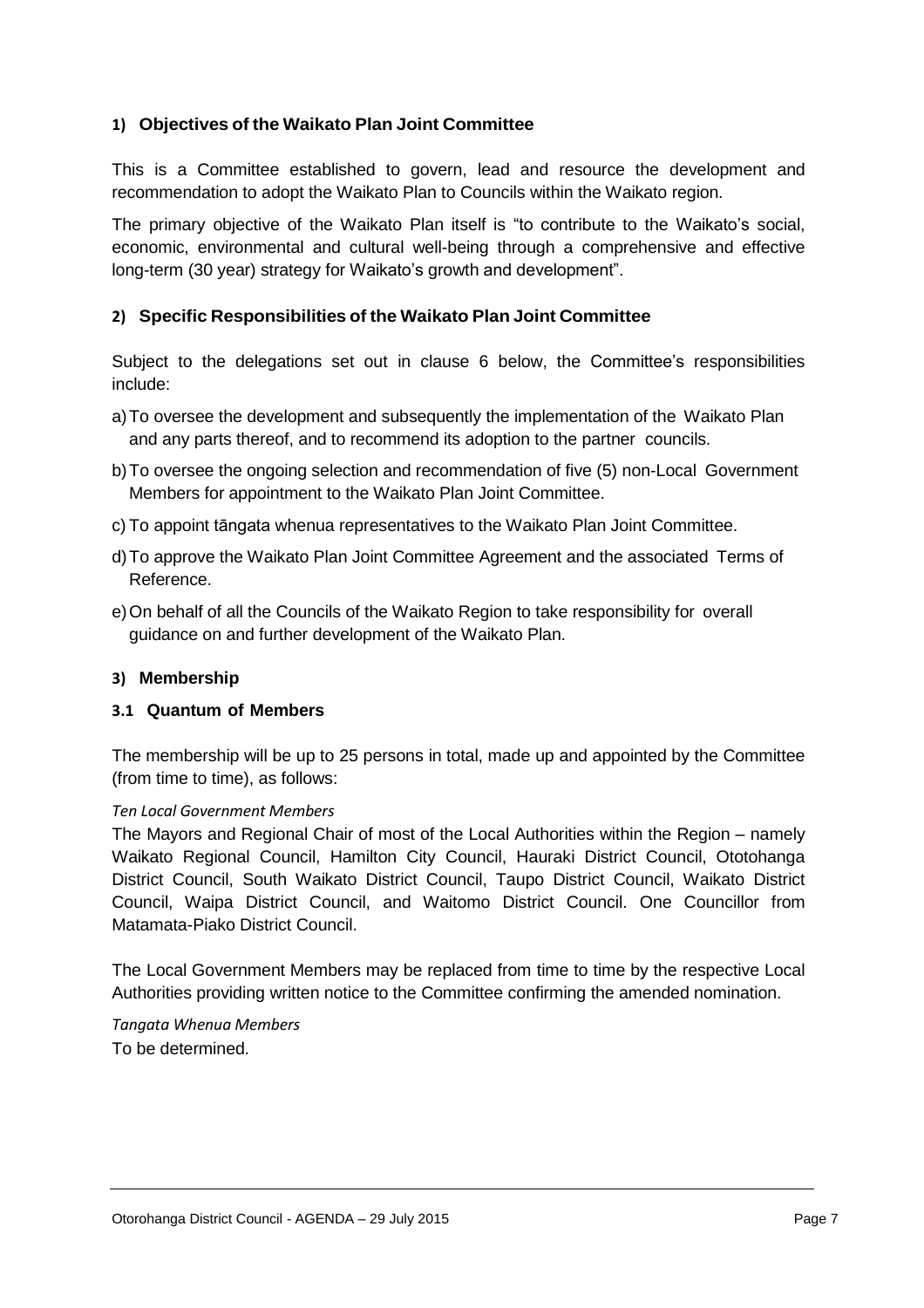## 1) Objectives of the Waikato Plan Joint Committee

This is a Committee established to govern, lead and resource the development and recommendation to adopt the Waikato Plan to Councils within the Waikato region.

The primary objective of the Waikato Plan itself is "to contribute to the Waikato's social, economic, environmental and cultural well-being through a comprehensive and effective long-term (30 year) strategy for Waikato's growth and development".

## 2) Specific Responsibilities of the Waikato Plan Joint Committee

Subject to the delegations set out in clause 6 below, the Committee's responsibilities include:

a) To oversee the development and subsequently the implementation of the Waikato Plan and any parts thereof, and to recommend its adoption to the partner councils.

b) To oversee the ongoing selection and recommendation of five (5) non-Local Government Members for appointment to the Waikato Plan Joint Committee.

c) To appoint tāngata whenua representatives to the Waikato Plan Joint Committee.

d) To approve the Waikato Plan Joint Committee Agreement and the associated Terms of Reference.

e) On behalf of all the Councils of the Waikato Region to take responsibility for overall guidance on and further development of the Waikato Plan.

## 3) Membership

### 3.1 Quantum of Members

The membership will be up to 25 persons in total, made up and appointed by the Committee (from time to time), as follows:

*Ten Local Government Members*

The Mayors and Regional Chair of most of the Local Authorities within the Region – namely Waikato Regional Council, Hamilton City Council, Hauraki District Council, Ototohanga District Council, South Waikato District Council, Taupo District Council, Waikato District Council, Waipa District Council, and Waitomo District Council. One Councillor from Matamata-Piako District Council.

The Local Government Members may be replaced from time to time by the respective Local Authorities providing written notice to the Committee confirming the amended nomination.

*Tangata Whenua Members*

To be determined.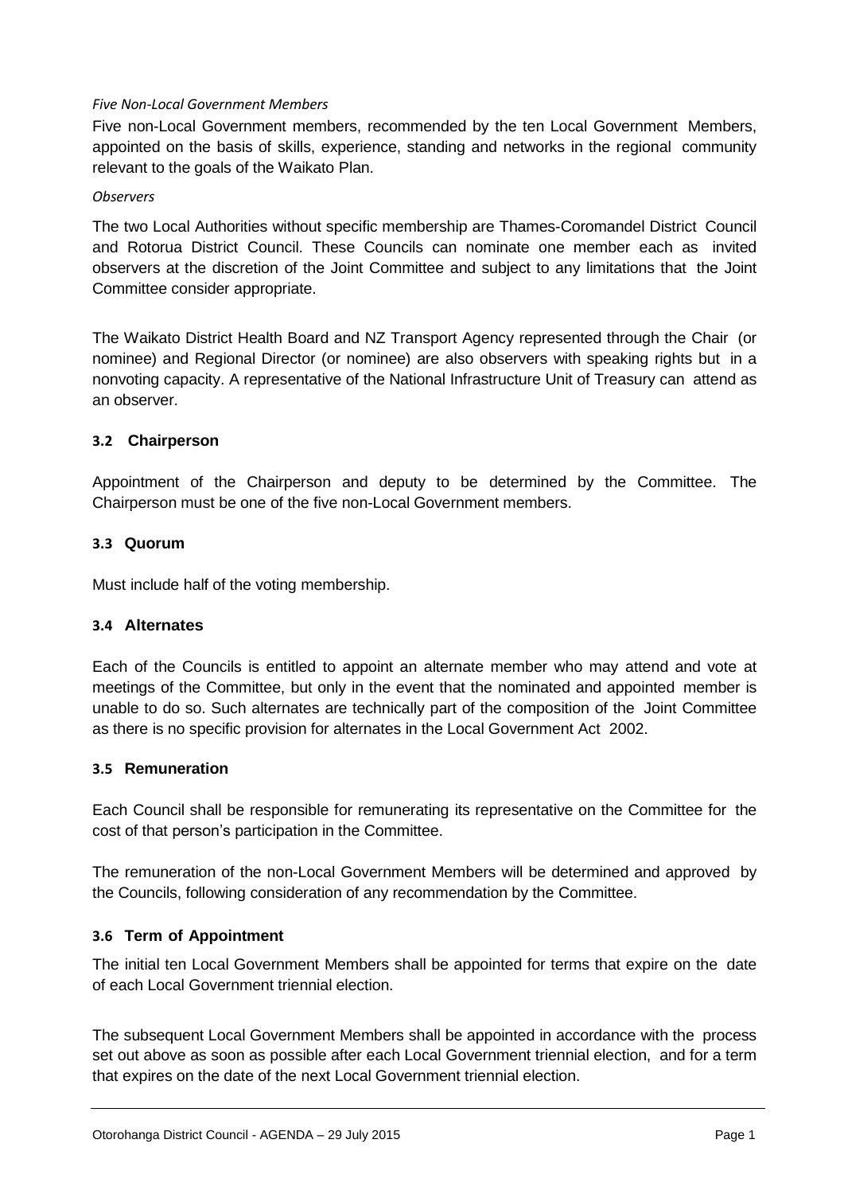*Five Non-Local Government Members*

Five non-Local Government members, recommended by the ten Local Government Members, appointed on the basis of skills, experience, standing and networks in the regional community relevant to the goals of the Waikato Plan.

*Observers*

The two Local Authorities without specific membership are Thames-Coromandel District Council and Rotorua District Council. These Councils can nominate one member each as invited observers at the discretion of the Joint Committee and subject to any limitations that the Joint Committee consider appropriate.

The Waikato District Health Board and NZ Transport Agency represented through the Chair (or nominee) and Regional Director (or nominee) are also observers with speaking rights but in a nonvoting capacity. A representative of the National Infrastructure Unit of Treasury can attend as an observer.

### 3.2 Chairperson

Appointment of the Chairperson and deputy to be determined by the Committee. The Chairperson must be one of the five non-Local Government members.

### 3.3 Quorum

Must include half of the voting membership.

### 3.4 Alternates

Each of the Councils is entitled to appoint an alternate member who may attend and vote at meetings of the Committee, but only in the event that the nominated and appointed member is unable to do so. Such alternates are technically part of the composition of the Joint Committee as there is no specific provision for alternates in the Local Government Act 2002.

### 3.5 Remuneration

Each Council shall be responsible for remunerating its representative on the Committee for the cost of that person's participation in the Committee.

The remuneration of the non-Local Government Members will be determined and approved by the Councils, following consideration of any recommendation by the Committee.

### 3.6 Term of Appointment

The initial ten Local Government Members shall be appointed for terms that expire on the date of each Local Government triennial election.

The subsequent Local Government Members shall be appointed in accordance with the process set out above as soon as possible after each Local Government triennial election, and for a term that expires on the date of the next Local Government triennial election.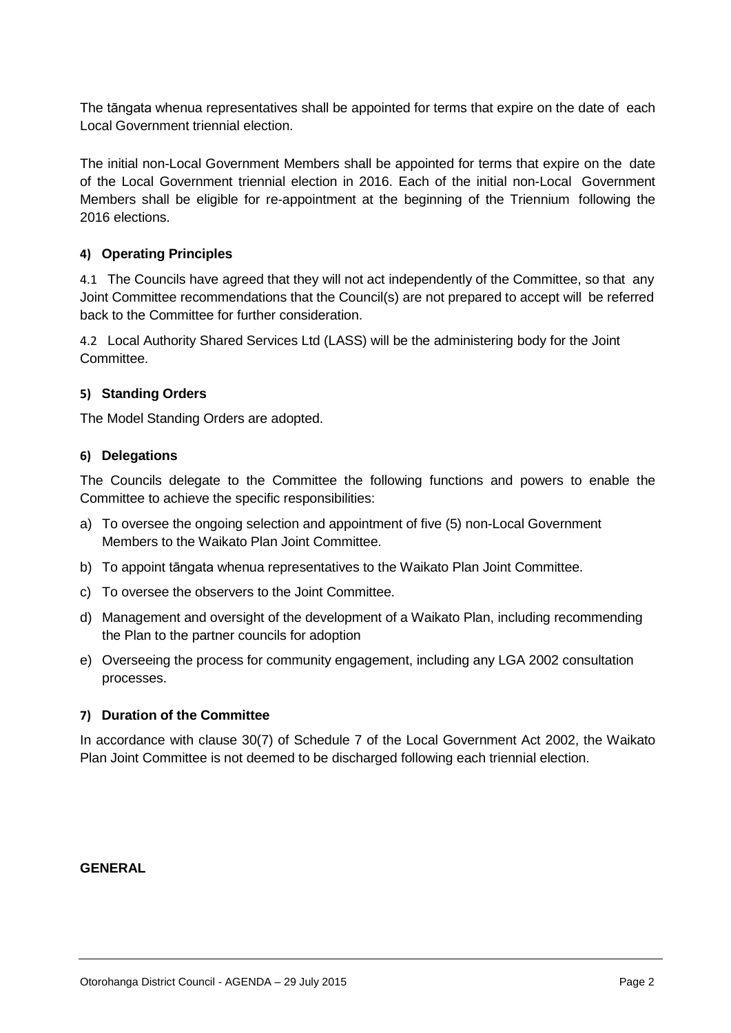The tāngata whenua representatives shall be appointed for terms that expire on the date of each Local Government triennial election.

The initial non-Local Government Members shall be appointed for terms that expire on the date of the Local Government triennial election in 2016. Each of the initial non-Local Government Members shall be eligible for re-appointment at the beginning of the Triennium following the 2016 elections.

**4) Operating Principles**

4.1 The Councils have agreed that they will not act independently of the Committee, so that any Joint Committee recommendations that the Council(s) are not prepared to accept will be referred back to the Committee for further consideration.

4.2 Local Authority Shared Services Ltd (LASS) will be the administering body for the Joint Committee.

**5) Standing Orders**

The Model Standing Orders are adopted.

**6) Delegations**

The Councils delegate to the Committee the following functions and powers to enable the Committee to achieve the specific responsibilities:

a) To oversee the ongoing selection and appointment of five (5) non-Local Government Members to the Waikato Plan Joint Committee.

b) To appoint tāngata whenua representatives to the Waikato Plan Joint Committee.

c) To oversee the observers to the Joint Committee.

d) Management and oversight of the development of a Waikato Plan, including recommending the Plan to the partner councils for adoption

e) Overseeing the process for community engagement, including any LGA 2002 consultation processes.

**7) Duration of the Committee**

In accordance with clause 30(7) of Schedule 7 of the Local Government Act 2002, the Waikato Plan Joint Committee is not deemed to be discharged following each triennial election.

**GENERAL**